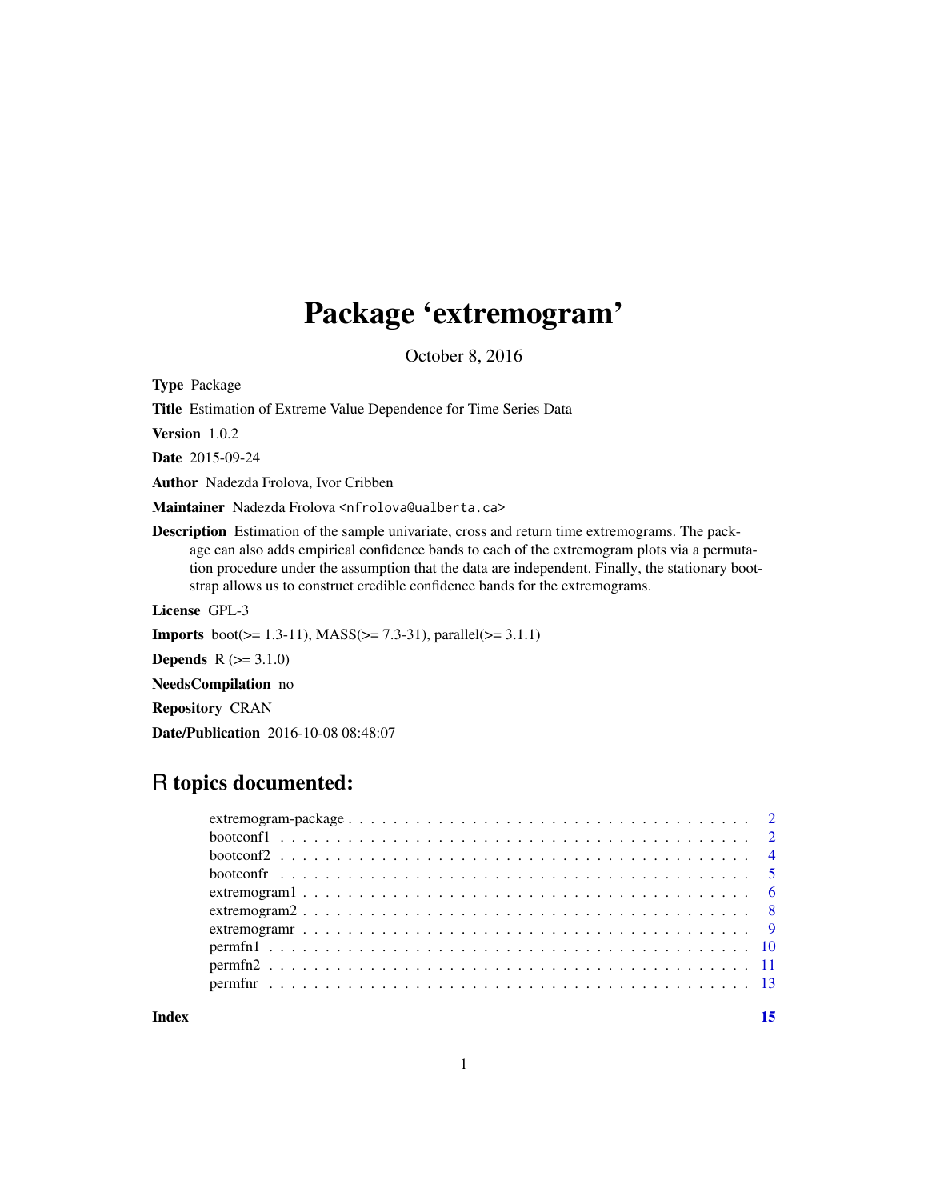# Package 'extremogram'

October 8, 2016

**Type** Package

**Title** Estimation of Extreme Value Dependence for Time Series Data

**Version** 1.0.2

**Date** 2015-09-24

**Author** Nadezda Frolova, Ivor Cribben

**Maintainer** Nadezda Frolova <nfrolova@ualberta.ca>

**Description** Estimation of the sample univariate, cross and return time extremograms. The package can also adds empirical confidence bands to each of the extremogram plots via a permutation procedure under the assumption that the data are independent. Finally, the stationary bootstrap allows us to construct credible confidence bands for the extremograms.

**License** GPL-3

**Imports** boot(>= 1.3-11), MASS(>= 7.3-31), parallel(>= 3.1.1)

**Depends** R (>= 3.1.0)

**NeedsCompilation** no

**Repository** CRAN

**Date/Publication** 2016-10-08 08:48:07

## R topics documented:

| | |
|---|---|
| extremogram-package | 2 |
| bootconf1 | 2 |
| bootconf2 | 4 |
| bootconfr | 5 |
| extremogram1 | 6 |
| extremogram2 | 8 |
| extremogramr | 9 |
| permfn1 | 10 |
| permfn2 | 11 |
| permfnr | 13 |
| **Index** | **15** |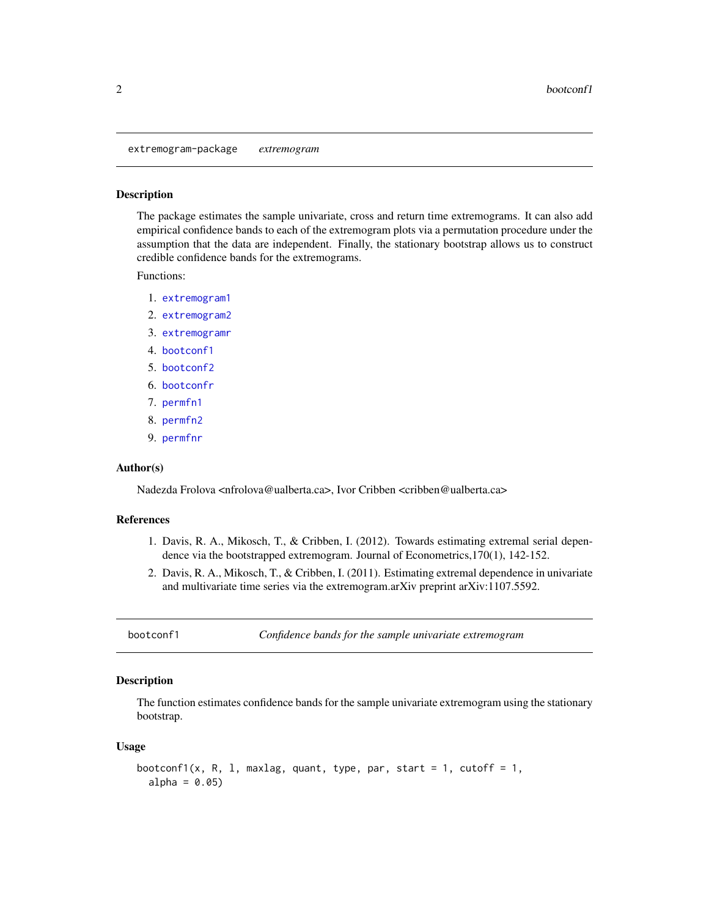## extremogram-package *extremogram*

### Description

The package estimates the sample univariate, cross and return time extremograms. It can also add empirical confidence bands to each of the extremogram plots via a permutation procedure under the assumption that the data are independent. Finally, the stationary bootstrap allows us to construct credible confidence bands for the extremograms.

Functions:

1. extremogram1
2. extremogram2
3. extremogramr
4. bootconf1
5. bootconf2
6. bootconfr
7. permfn1
8. permfn2
9. permfnr

### Author(s)

Nadezda Frolova <nfrolova@ualberta.ca>, Ivor Cribben <cribben@ualberta.ca>

### References

1. Davis, R. A., Mikosch, T., & Cribben, I. (2012). Towards estimating extremal serial dependence via the bootstrapped extremogram. Journal of Econometrics,170(1), 142-152.
2. Davis, R. A., Mikosch, T., & Cribben, I. (2011). Estimating extremal dependence in univariate and multivariate time series via the extremogram.arXiv preprint arXiv:1107.5592.

## bootconf1 *Confidence bands for the sample univariate extremogram*

### Description

The function estimates confidence bands for the sample univariate extremogram using the stationary bootstrap.

### Usage

```
bootconf1(x, R, l, maxlag, quant, type, par, start = 1, cutoff = 1,
  alpha = 0.05)
```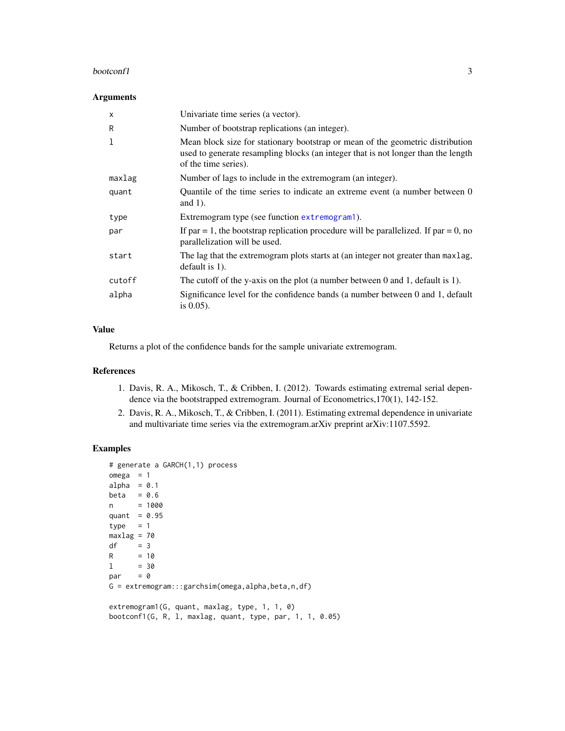## Arguments

| | |
|---|---|
| x | Univariate time series (a vector). |
| R | Number of bootstrap replications (an integer). |
| l | Mean block size for stationary bootstrap or mean of the geometric distribution used to generate resampling blocks (an integer that is not longer than the length of the time series). |
| maxlag | Number of lags to include in the extremogram (an integer). |
| quant | Quantile of the time series to indicate an extreme event (a number between 0 and 1). |
| type | Extremogram type (see function extremogram1). |
| par | If par = 1, the bootstrap replication procedure will be parallelized. If par = 0, no parallelization will be used. |
| start | The lag that the extremogram plots starts at (an integer not greater than maxlag, default is 1). |
| cutoff | The cutoff of the y-axis on the plot (a number between 0 and 1, default is 1). |
| alpha | Significance level for the confidence bands (a number between 0 and 1, default is 0.05). |

## Value

Returns a plot of the confidence bands for the sample univariate extremogram.

## References

1. Davis, R. A., Mikosch, T., & Cribben, I. (2012). Towards estimating extremal serial dependence via the bootstrapped extremogram. Journal of Econometrics,170(1), 142-152.
2. Davis, R. A., Mikosch, T., & Cribben, I. (2011). Estimating extremal dependence in univariate and multivariate time series via the extremogram.arXiv preprint arXiv:1107.5592.

## Examples

```
# generate a GARCH(1,1) process
omega  = 1
alpha  = 0.1
beta   = 0.6
n      = 1000
quant  = 0.95
type   = 1
maxlag = 70
df     = 3
R      = 10
l      = 30
par    = 0
G = extremogram:::garchsim(omega,alpha,beta,n,df)

extremogram1(G, quant, maxlag, type, 1, 1, 0)
bootconf1(G, R, l, maxlag, quant, type, par, 1, 1, 0.05)
```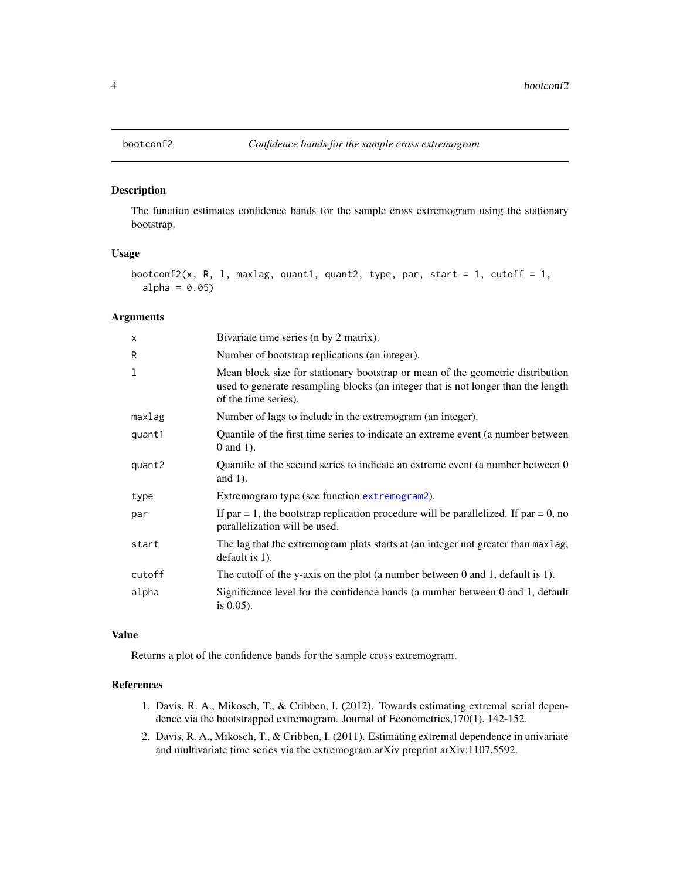## bootconf2 — *Confidence bands for the sample cross extremogram*

### Description

The function estimates confidence bands for the sample cross extremogram using the stationary bootstrap.

### Usage

```
bootconf2(x, R, l, maxlag, quant1, quant2, type, par, start = 1, cutoff = 1,
  alpha = 0.05)
```

### Arguments

| Argument | Description |
|---|---|
| `x` | Bivariate time series (n by 2 matrix). |
| `R` | Number of bootstrap replications (an integer). |
| `l` | Mean block size for stationary bootstrap or mean of the geometric distribution used to generate resampling blocks (an integer that is not longer than the length of the time series). |
| `maxlag` | Number of lags to include in the extremogram (an integer). |
| `quant1` | Quantile of the first time series to indicate an extreme event (a number between 0 and 1). |
| `quant2` | Quantile of the second series to indicate an extreme event (a number between 0 and 1). |
| `type` | Extremogram type (see function `extremogram2`). |
| `par` | If par = 1, the bootstrap replication procedure will be parallelized. If par = 0, no parallelization will be used. |
| `start` | The lag that the extremogram plots starts at (an integer not greater than `maxlag`, default is 1). |
| `cutoff` | The cutoff of the y-axis on the plot (a number between 0 and 1, default is 1). |
| `alpha` | Significance level for the confidence bands (a number between 0 and 1, default is 0.05). |

### Value

Returns a plot of the confidence bands for the sample cross extremogram.

### References

1. Davis, R. A., Mikosch, T., & Cribben, I. (2012). Towards estimating extremal serial dependence via the bootstrapped extremogram. Journal of Econometrics,170(1), 142-152.
2. Davis, R. A., Mikosch, T., & Cribben, I. (2011). Estimating extremal dependence in univariate and multivariate time series via the extremogram.arXiv preprint arXiv:1107.5592.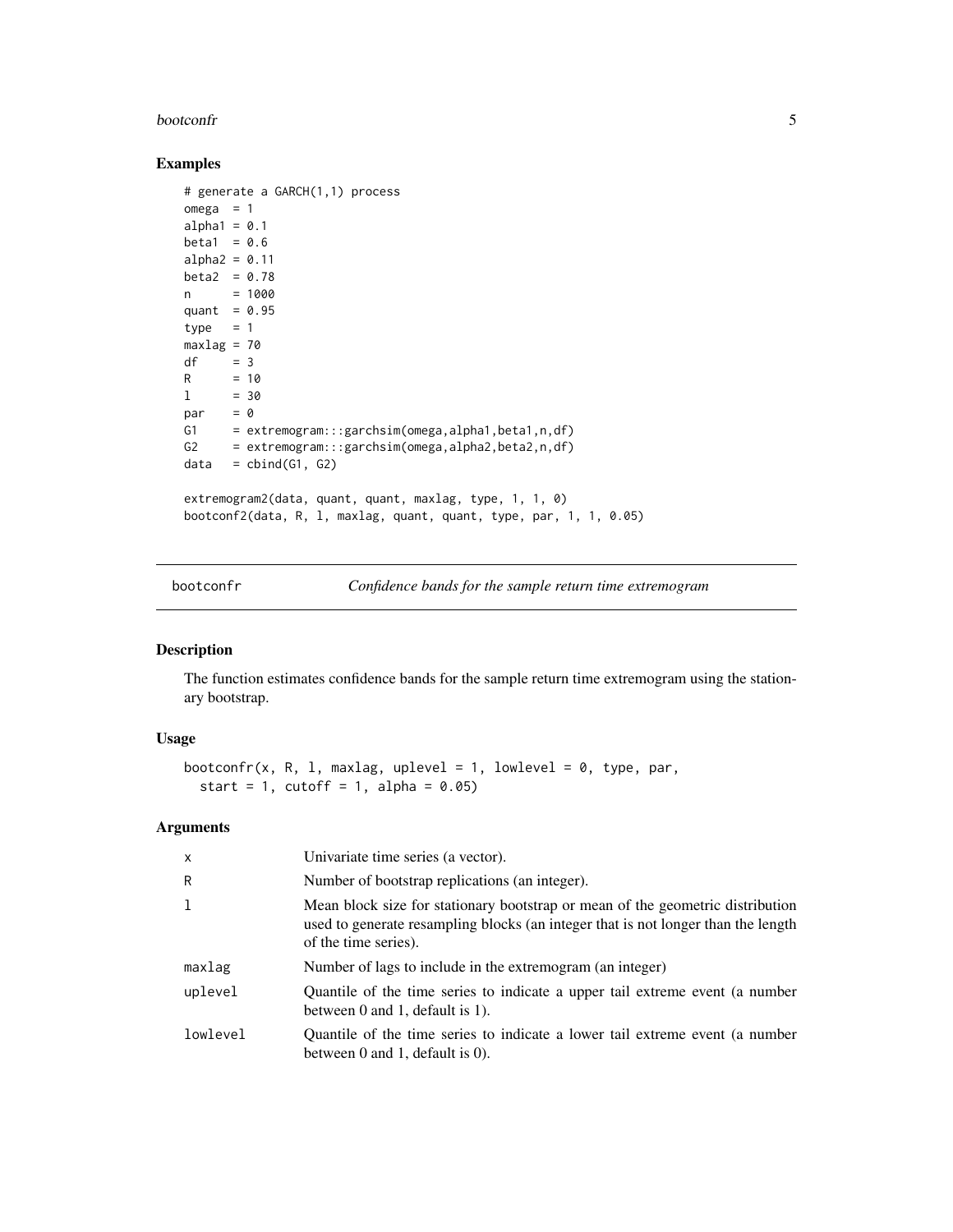## Examples

```
# generate a GARCH(1,1) process
omega  = 1
alpha1 = 0.1
beta1  = 0.6
alpha2 = 0.11
beta2  = 0.78
n      = 1000
quant  = 0.95
type   = 1
maxlag = 70
df     = 3
R      = 10
l      = 30
par    = 0
G1     = extremogram:::garchsim(omega,alpha1,beta1,n,df)
G2     = extremogram:::garchsim(omega,alpha2,beta2,n,df)
data   = cbind(G1, G2)

extremogram2(data, quant, quant, maxlag, type, 1, 1, 0)
bootconf2(data, R, l, maxlag, quant, quant, type, par, 1, 1, 0.05)
```

---

# bootconfr — *Confidence bands for the sample return time extremogram*

---

## Description

The function estimates confidence bands for the sample return time extremogram using the stationary bootstrap.

## Usage

```
bootconfr(x, R, l, maxlag, uplevel = 1, lowlevel = 0, type, par,
  start = 1, cutoff = 1, alpha = 0.05)
```

## Arguments

| | |
|---|---|
| x | Univariate time series (a vector). |
| R | Number of bootstrap replications (an integer). |
| l | Mean block size for stationary bootstrap or mean of the geometric distribution used to generate resampling blocks (an integer that is not longer than the length of the time series). |
| maxlag | Number of lags to include in the extremogram (an integer) |
| uplevel | Quantile of the time series to indicate a upper tail extreme event (a number between 0 and 1, default is 1). |
| lowlevel | Quantile of the time series to indicate a lower tail extreme event (a number between 0 and 1, default is 0). |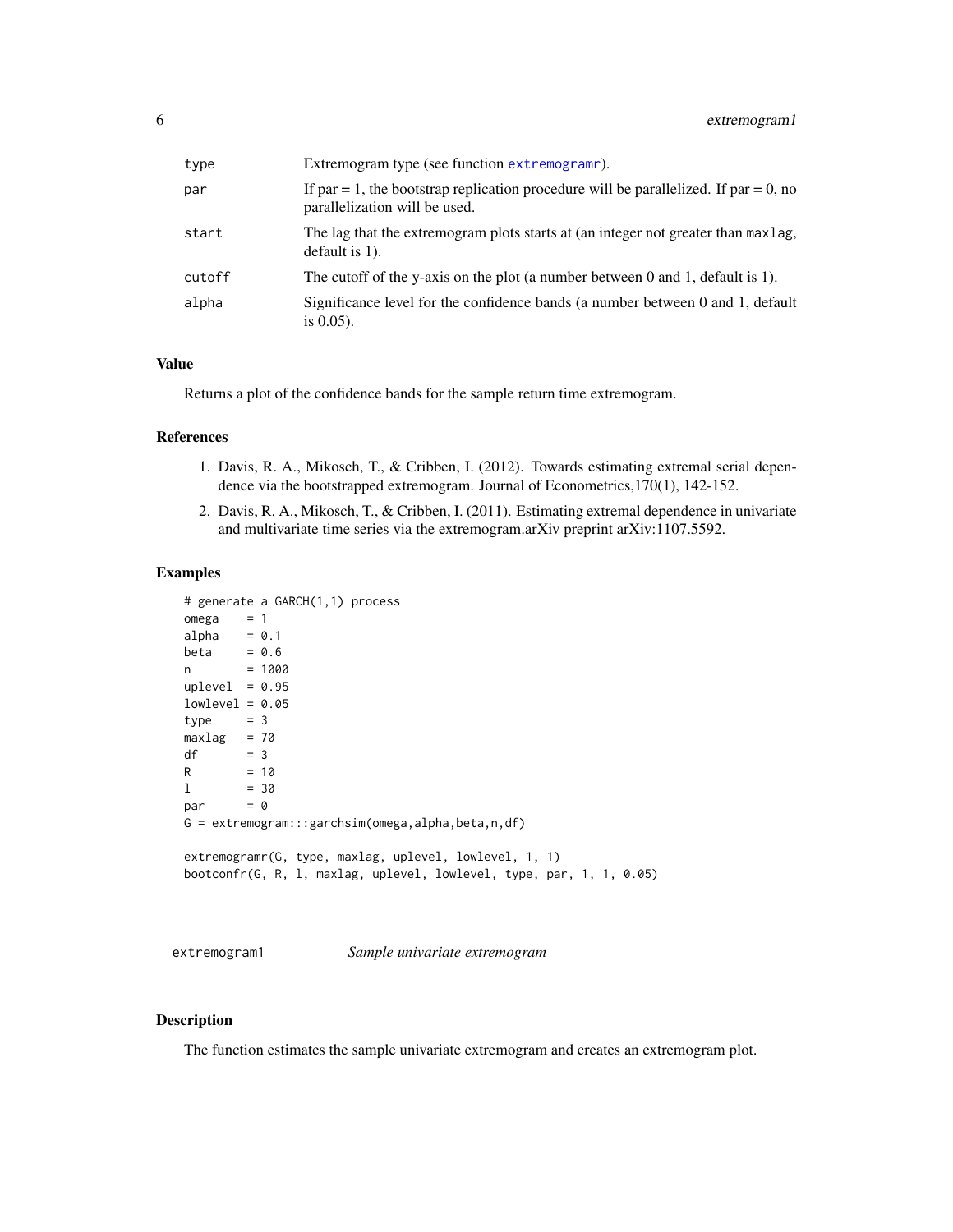| | |
|---|---|
| type | Extremogram type (see function extremogramr). |
| par | If par = 1, the bootstrap replication procedure will be parallelized. If par = 0, no parallelization will be used. |
| start | The lag that the extremogram plots starts at (an integer not greater than maxlag, default is 1). |
| cutoff | The cutoff of the y-axis on the plot (a number between 0 and 1, default is 1). |
| alpha | Significance level for the confidence bands (a number between 0 and 1, default is 0.05). |

### Value

Returns a plot of the confidence bands for the sample return time extremogram.

### References

1. Davis, R. A., Mikosch, T., & Cribben, I. (2012). Towards estimating extremal serial dependence via the bootstrapped extremogram. Journal of Econometrics,170(1), 142-152.
2. Davis, R. A., Mikosch, T., & Cribben, I. (2011). Estimating extremal dependence in univariate and multivariate time series via the extremogram.arXiv preprint arXiv:1107.5592.

### Examples

```
# generate a GARCH(1,1) process
omega    = 1
alpha    = 0.1
beta     = 0.6
n        = 1000
uplevel  = 0.95
lowlevel = 0.05
type     = 3
maxlag   = 70
df       = 3
R        = 10
l        = 30
par      = 0
G = extremogram:::garchsim(omega,alpha,beta,n,df)

extremogramr(G, type, maxlag, uplevel, lowlevel, 1, 1)
bootconfr(G, R, l, maxlag, uplevel, lowlevel, type, par, 1, 1, 0.05)
```

## extremogram1 *Sample univariate extremogram*

### Description

The function estimates the sample univariate extremogram and creates an extremogram plot.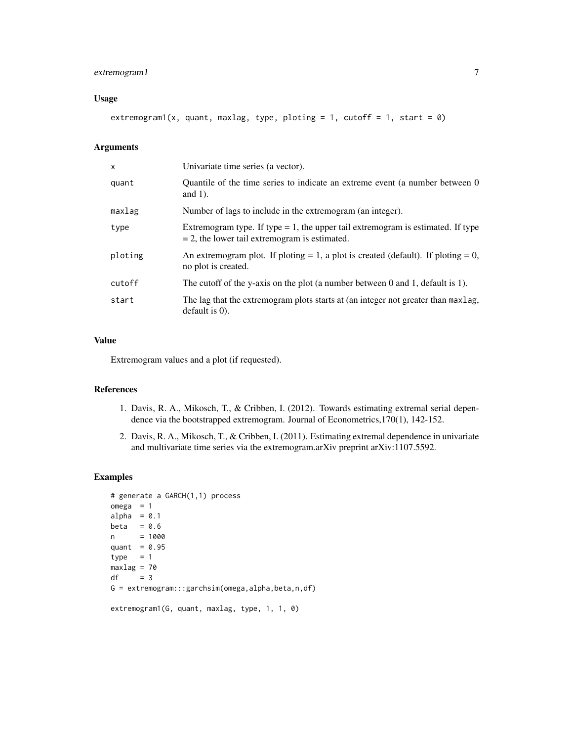### Usage

```
extremogram1(x, quant, maxlag, type, ploting = 1, cutoff = 1, start = 0)
```

### Arguments

| | |
|---|---|
| x | Univariate time series (a vector). |
| quant | Quantile of the time series to indicate an extreme event (a number between 0 and 1). |
| maxlag | Number of lags to include in the extremogram (an integer). |
| type | Extremogram type. If type = 1, the upper tail extremogram is estimated. If type = 2, the lower tail extremogram is estimated. |
| ploting | An extremogram plot. If ploting = 1, a plot is created (default). If ploting = 0, no plot is created. |
| cutoff | The cutoff of the y-axis on the plot (a number between 0 and 1, default is 1). |
| start | The lag that the extremogram plots starts at (an integer not greater than maxlag, default is 0). |

### Value

Extremogram values and a plot (if requested).

### References

1. Davis, R. A., Mikosch, T., & Cribben, I. (2012). Towards estimating extremal serial dependence via the bootstrapped extremogram. Journal of Econometrics,170(1), 142-152.
2. Davis, R. A., Mikosch, T., & Cribben, I. (2011). Estimating extremal dependence in univariate and multivariate time series via the extremogram.arXiv preprint arXiv:1107.5592.

### Examples

```
# generate a GARCH(1,1) process
omega  = 1
alpha  = 0.1
beta   = 0.6
n      = 1000
quant  = 0.95
type   = 1
maxlag = 70
df     = 3
G = extremogram:::garchsim(omega,alpha,beta,n,df)

extremogram1(G, quant, maxlag, type, 1, 1, 0)
```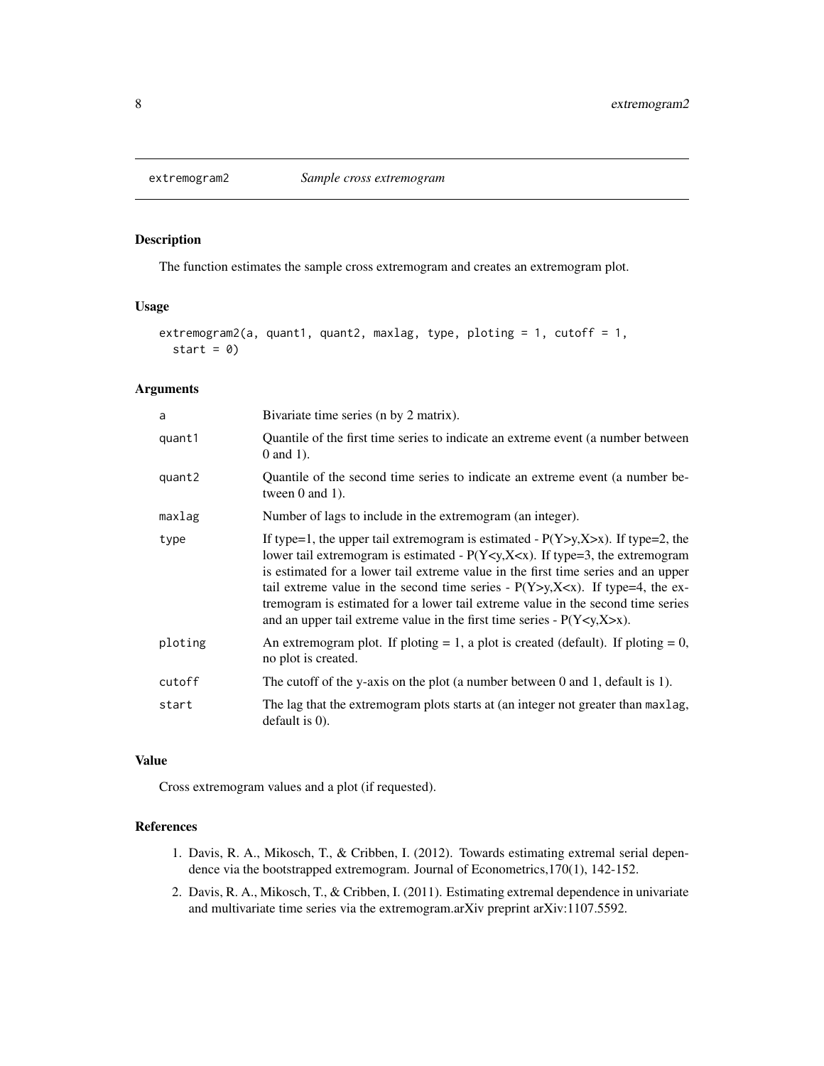## extremogram2 — *Sample cross extremogram*

### Description

The function estimates the sample cross extremogram and creates an extremogram plot.

### Usage

```
extremogram2(a, quant1, quant2, maxlag, type, ploting = 1, cutoff = 1,
  start = 0)
```

### Arguments

| | |
|---|---|
| a | Bivariate time series (n by 2 matrix). |
| quant1 | Quantile of the first time series to indicate an extreme event (a number between 0 and 1). |
| quant2 | Quantile of the second time series to indicate an extreme event (a number between 0 and 1). |
| maxlag | Number of lags to include in the extremogram (an integer). |
| type | If type=1, the upper tail extremogram is estimated - P(Y>y,X>x). If type=2, the lower tail extremogram is estimated - P(Y<y,X<x). If type=3, the extremogram is estimated for a lower tail extreme value in the first time series and an upper tail extreme value in the second time series - P(Y>y,X<x). If type=4, the extremogram is estimated for a lower tail extreme value in the second time series and an upper tail extreme value in the first time series - P(Y<y,X>x). |
| ploting | An extremogram plot. If ploting = 1, a plot is created (default). If ploting = 0, no plot is created. |
| cutoff | The cutoff of the y-axis on the plot (a number between 0 and 1, default is 1). |
| start | The lag that the extremogram plots starts at (an integer not greater than maxlag, default is 0). |

### Value

Cross extremogram values and a plot (if requested).

### References

1. Davis, R. A., Mikosch, T., & Cribben, I. (2012). Towards estimating extremal serial dependence via the bootstrapped extremogram. Journal of Econometrics,170(1), 142-152.
2. Davis, R. A., Mikosch, T., & Cribben, I. (2011). Estimating extremal dependence in univariate and multivariate time series via the extremogram.arXiv preprint arXiv:1107.5592.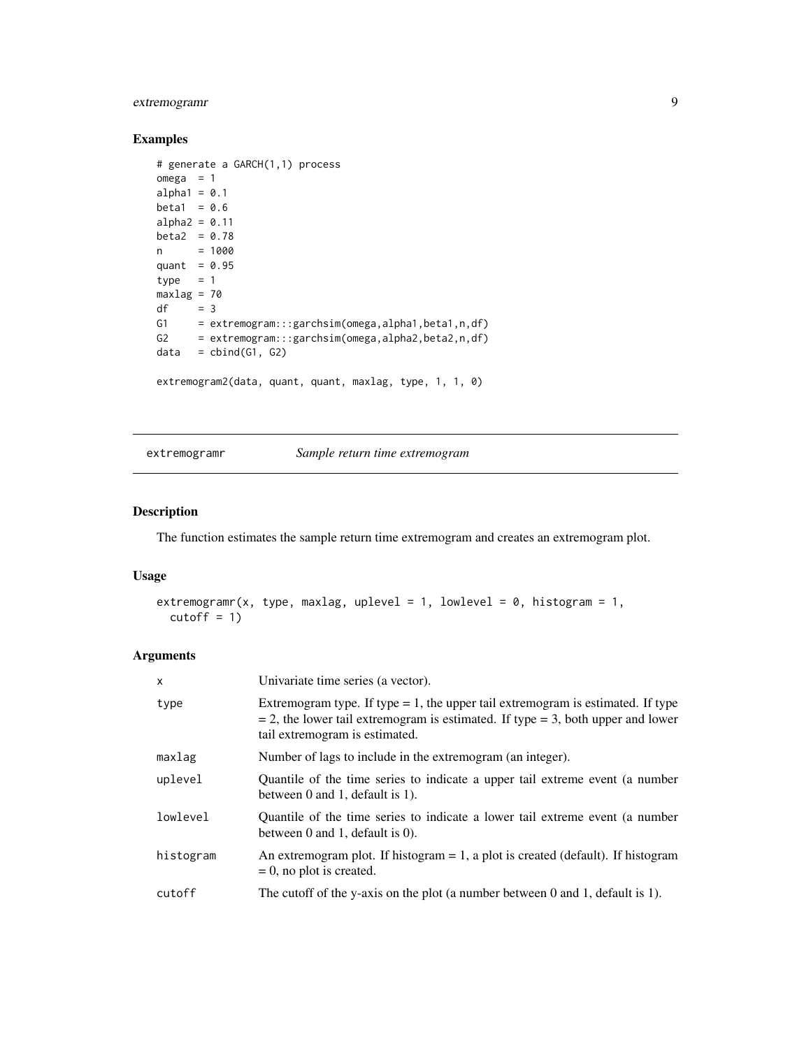## Examples

```
# generate a GARCH(1,1) process
omega  = 1
alpha1 = 0.1
beta1  = 0.6
alpha2 = 0.11
beta2  = 0.78
n      = 1000
quant  = 0.95
type   = 1
maxlag = 70
df     = 3
G1     = extremogram:::garchsim(omega,alpha1,beta1,n,df)
G2     = extremogram:::garchsim(omega,alpha2,beta2,n,df)
data   = cbind(G1, G2)

extremogram2(data, quant, quant, maxlag, type, 1, 1, 0)
```

---

# extremogramr — *Sample return time extremogram*

## Description

The function estimates the sample return time extremogram and creates an extremogram plot.

## Usage

```
extremogramr(x, type, maxlag, uplevel = 1, lowlevel = 0, histogram = 1,
  cutoff = 1)
```

## Arguments

| | |
|---|---|
| `x` | Univariate time series (a vector). |
| `type` | Extremogram type. If type = 1, the upper tail extremogram is estimated. If type = 2, the lower tail extremogram is estimated. If type = 3, both upper and lower tail extremogram is estimated. |
| `maxlag` | Number of lags to include in the extremogram (an integer). |
| `uplevel` | Quantile of the time series to indicate a upper tail extreme event (a number between 0 and 1, default is 1). |
| `lowlevel` | Quantile of the time series to indicate a lower tail extreme event (a number between 0 and 1, default is 0). |
| `histogram` | An extremogram plot. If histogram = 1, a plot is created (default). If histogram = 0, no plot is created. |
| `cutoff` | The cutoff of the y-axis on the plot (a number between 0 and 1, default is 1). |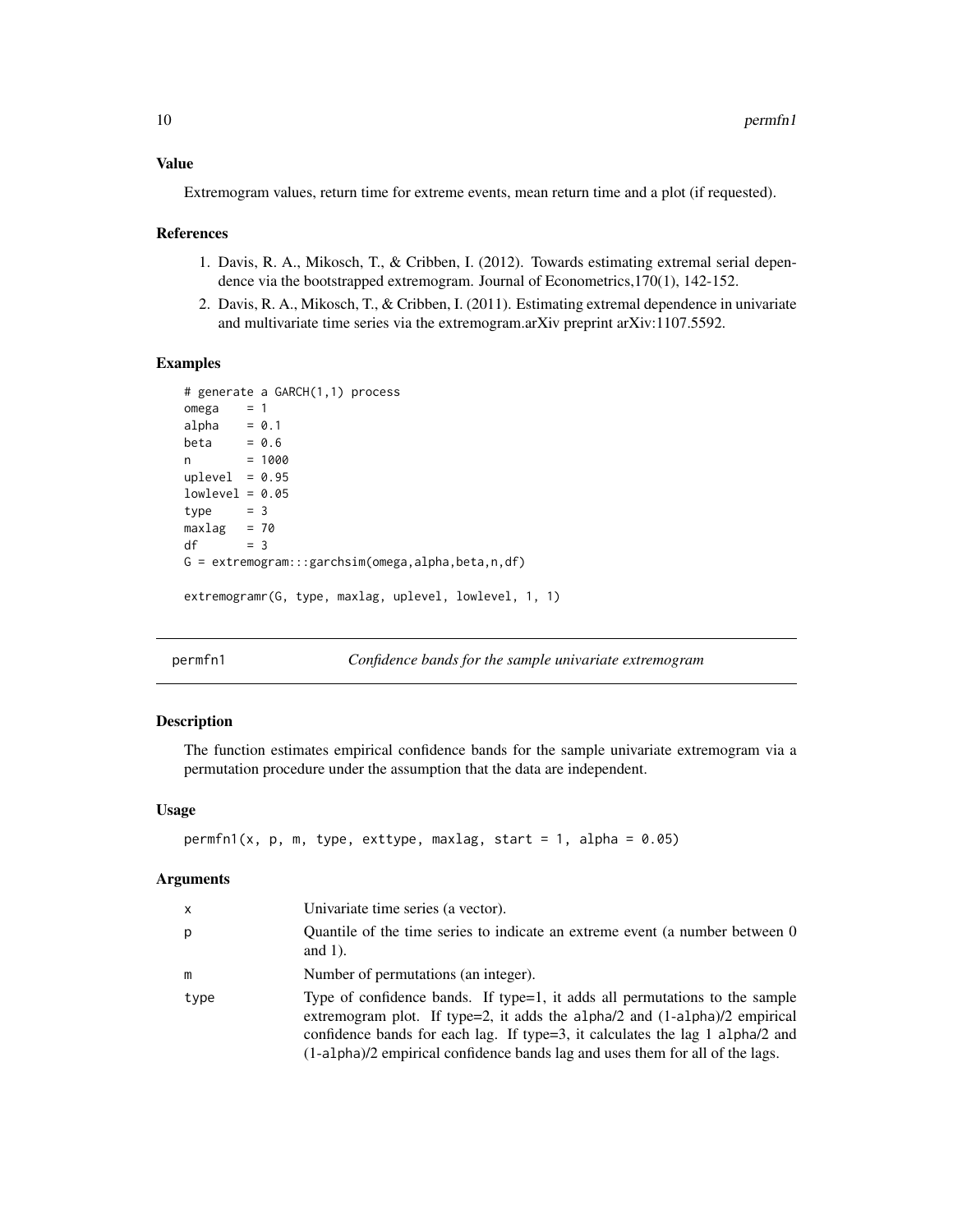### Value

Extremogram values, return time for extreme events, mean return time and a plot (if requested).

### References

1. Davis, R. A., Mikosch, T., & Cribben, I. (2012). Towards estimating extremal serial dependence via the bootstrapped extremogram. Journal of Econometrics,170(1), 142-152.
2. Davis, R. A., Mikosch, T., & Cribben, I. (2011). Estimating extremal dependence in univariate and multivariate time series via the extremogram.arXiv preprint arXiv:1107.5592.

### Examples

```
# generate a GARCH(1,1) process
omega    = 1
alpha    = 0.1
beta     = 0.6
n        = 1000
uplevel  = 0.95
lowlevel = 0.05
type     = 3
maxlag   = 70
df       = 3
G = extremogram:::garchsim(omega,alpha,beta,n,df)

extremogramr(G, type, maxlag, uplevel, lowlevel, 1, 1)
```

---

## permfn1 — *Confidence bands for the sample univariate extremogram*

### Description

The function estimates empirical confidence bands for the sample univariate extremogram via a permutation procedure under the assumption that the data are independent.

### Usage

```
permfn1(x, p, m, type, exttype, maxlag, start = 1, alpha = 0.05)
```

### Arguments

| | |
|---|---|
| x | Univariate time series (a vector). |
| p | Quantile of the time series to indicate an extreme event (a number between 0 and 1). |
| m | Number of permutations (an integer). |
| type | Type of confidence bands. If type=1, it adds all permutations to the sample extremogram plot. If type=2, it adds the alpha/2 and (1-alpha)/2 empirical confidence bands for each lag. If type=3, it calculates the lag 1 alpha/2 and (1-alpha)/2 empirical confidence bands lag and uses them for all of the lags. |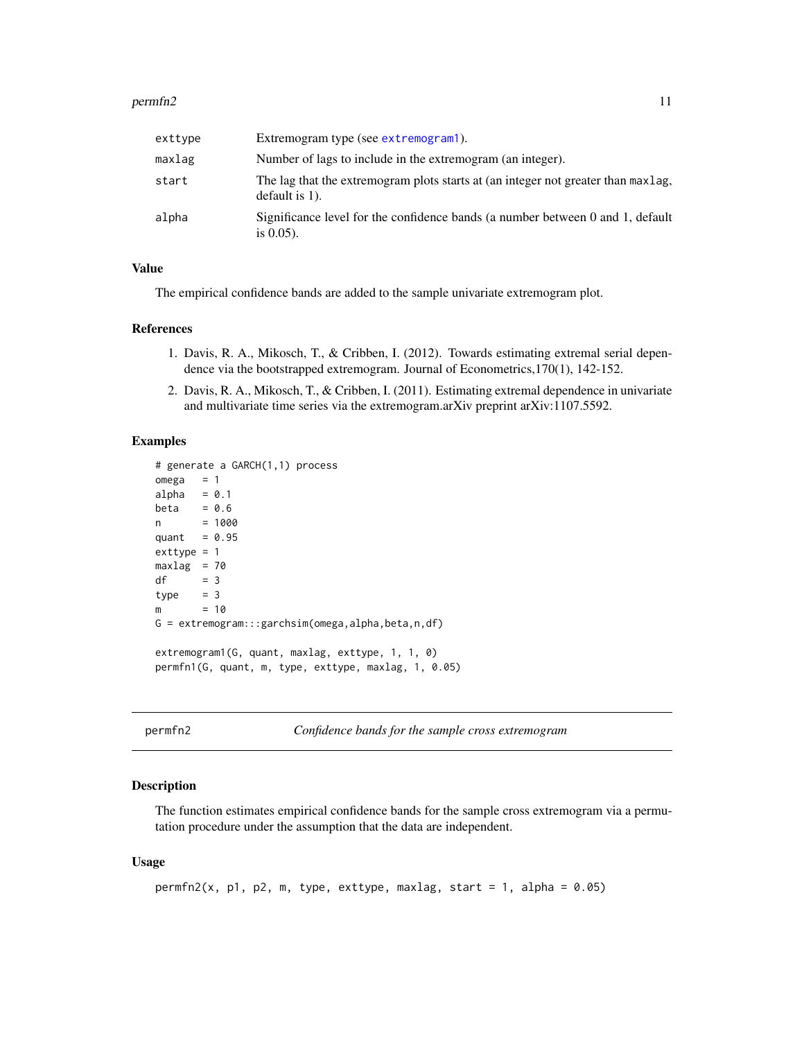| | |
|---|---|
| exttype | Extremogram type (see extremogram1). |
| maxlag | Number of lags to include in the extremogram (an integer). |
| start | The lag that the extremogram plots starts at (an integer not greater than maxlag, default is 1). |
| alpha | Significance level for the confidence bands (a number between 0 and 1, default is 0.05). |

### Value

The empirical confidence bands are added to the sample univariate extremogram plot.

### References

1. Davis, R. A., Mikosch, T., & Cribben, I. (2012). Towards estimating extremal serial dependence via the bootstrapped extremogram. Journal of Econometrics,170(1), 142-152.
2. Davis, R. A., Mikosch, T., & Cribben, I. (2011). Estimating extremal dependence in univariate and multivariate time series via the extremogram.arXiv preprint arXiv:1107.5592.

### Examples

```
# generate a GARCH(1,1) process
omega   = 1
alpha   = 0.1
beta    = 0.6
n       = 1000
quant   = 0.95
exttype = 1
maxlag  = 70
df      = 3
type    = 3
m       = 10
G = extremogram:::garchsim(omega,alpha,beta,n,df)

extremogram1(G, quant, maxlag, exttype, 1, 1, 0)
permfn1(G, quant, m, type, exttype, maxlag, 1, 0.05)
```

---

## permfn2 — *Confidence bands for the sample cross extremogram*

### Description

The function estimates empirical confidence bands for the sample cross extremogram via a permutation procedure under the assumption that the data are independent.

### Usage

```
permfn2(x, p1, p2, m, type, exttype, maxlag, start = 1, alpha = 0.05)
```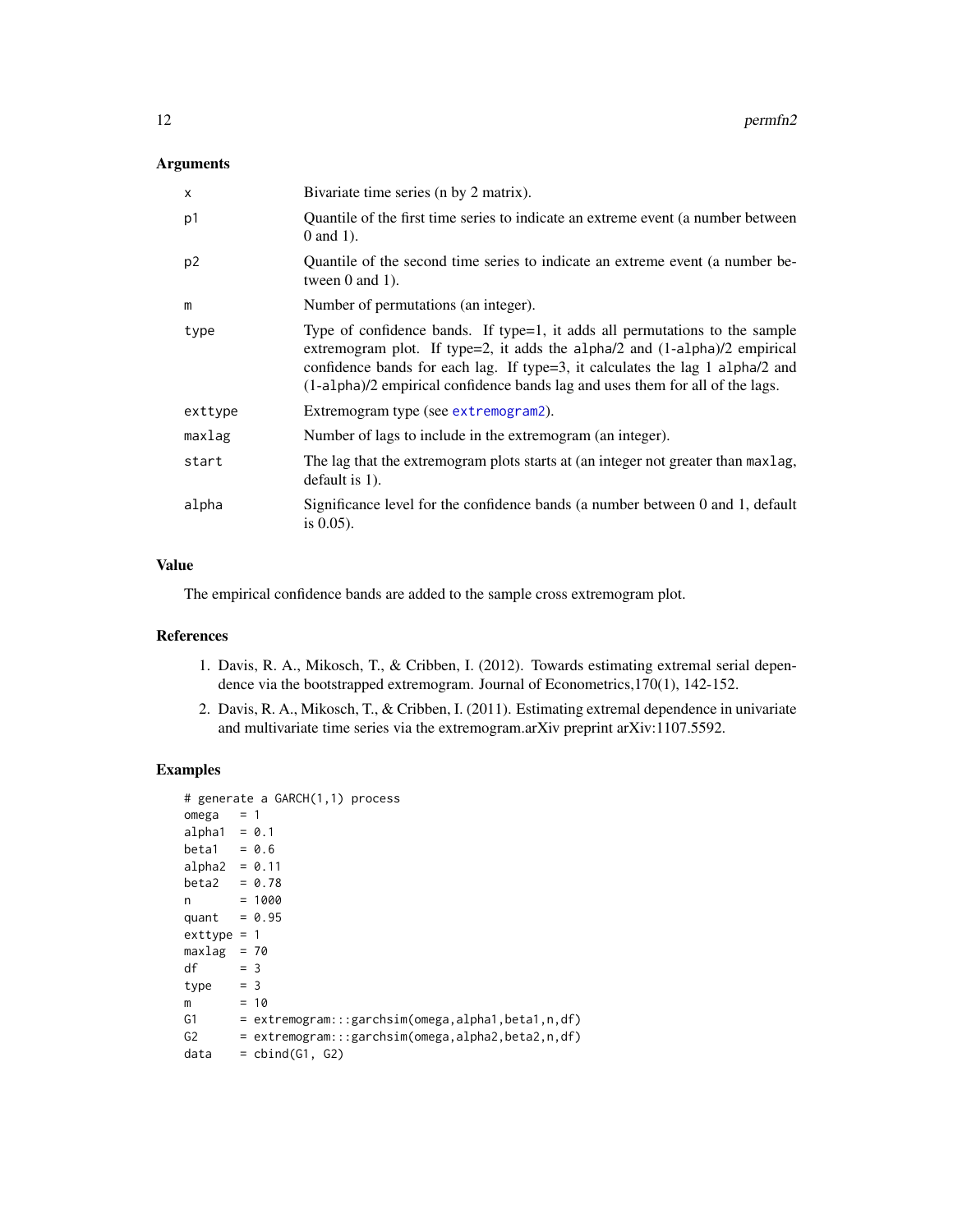## Arguments

| | |
|---|---|
| x | Bivariate time series (n by 2 matrix). |
| p1 | Quantile of the first time series to indicate an extreme event (a number between 0 and 1). |
| p2 | Quantile of the second time series to indicate an extreme event (a number between 0 and 1). |
| m | Number of permutations (an integer). |
| type | Type of confidence bands. If type=1, it adds all permutations to the sample extremogram plot. If type=2, it adds the alpha/2 and (1-alpha)/2 empirical confidence bands for each lag. If type=3, it calculates the lag 1 alpha/2 and (1-alpha)/2 empirical confidence bands lag and uses them for all of the lags. |
| exttype | Extremogram type (see extremogram2). |
| maxlag | Number of lags to include in the extremogram (an integer). |
| start | The lag that the extremogram plots starts at (an integer not greater than maxlag, default is 1). |
| alpha | Significance level for the confidence bands (a number between 0 and 1, default is 0.05). |

## Value

The empirical confidence bands are added to the sample cross extremogram plot.

## References

1. Davis, R. A., Mikosch, T., & Cribben, I. (2012). Towards estimating extremal serial dependence via the bootstrapped extremogram. Journal of Econometrics,170(1), 142-152.
2. Davis, R. A., Mikosch, T., & Cribben, I. (2011). Estimating extremal dependence in univariate and multivariate time series via the extremogram.arXiv preprint arXiv:1107.5592.

## Examples

```
# generate a GARCH(1,1) process
omega   = 1
alpha1  = 0.1
beta1   = 0.6
alpha2  = 0.11
beta2   = 0.78
n       = 1000
quant   = 0.95
exttype = 1
maxlag  = 70
df      = 3
type    = 3
m       = 10
G1      = extremogram:::garchsim(omega,alpha1,beta1,n,df)
G2      = extremogram:::garchsim(omega,alpha2,beta2,n,df)
data    = cbind(G1, G2)
```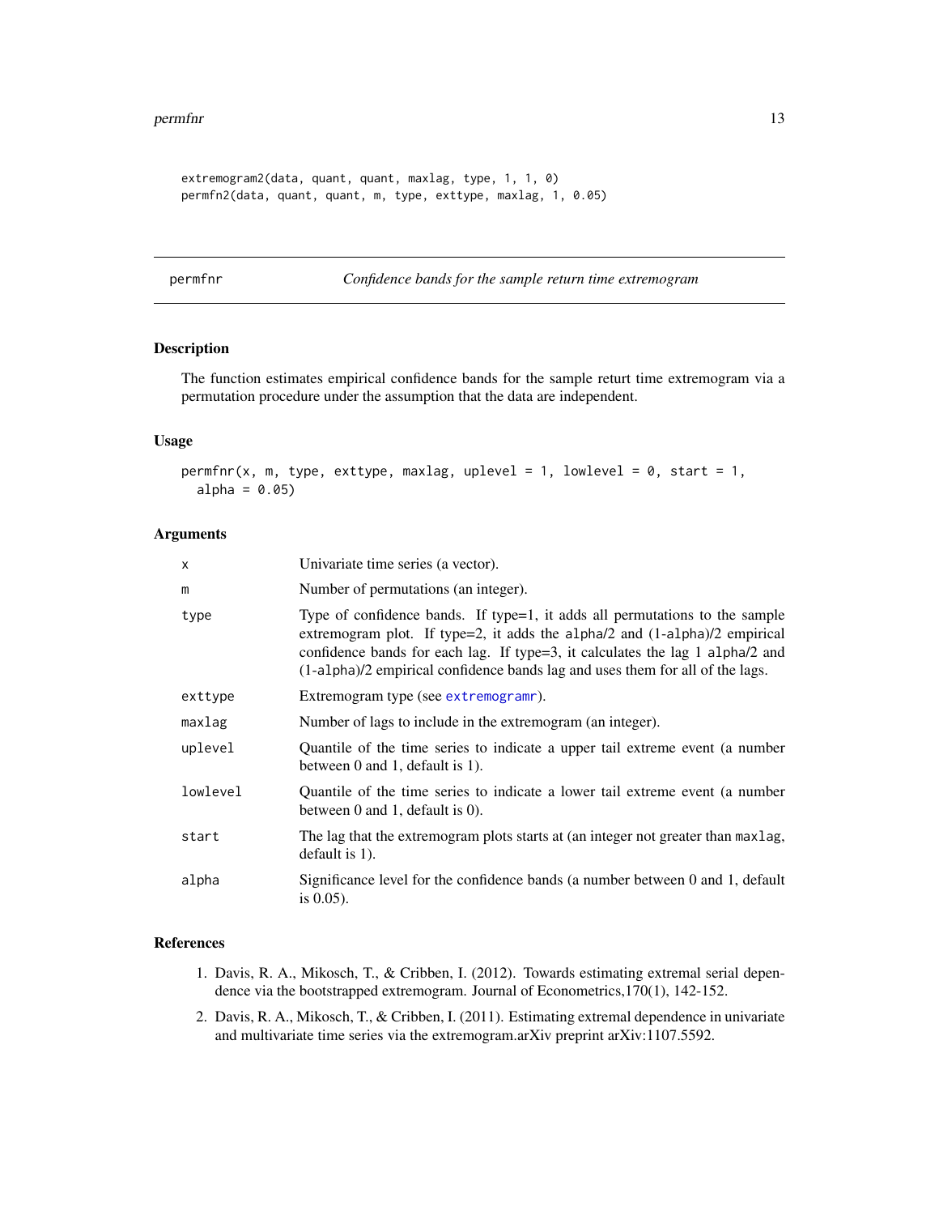```
extremogram2(data, quant, quant, maxlag, type, 1, 1, 0)
permfn2(data, quant, quant, m, type, exttype, maxlag, 1, 0.05)
```

---

## permfnr — *Confidence bands for the sample return time extremogram*

### Description

The function estimates empirical confidence bands for the sample returt time extremogram via a permutation procedure under the assumption that the data are independent.

### Usage

```
permfnr(x, m, type, exttype, maxlag, uplevel = 1, lowlevel = 0, start = 1,
  alpha = 0.05)
```

### Arguments

| | |
|---|---|
| x | Univariate time series (a vector). |
| m | Number of permutations (an integer). |
| type | Type of confidence bands. If type=1, it adds all permutations to the sample extremogram plot. If type=2, it adds the alpha/2 and (1-alpha)/2 empirical confidence bands for each lag. If type=3, it calculates the lag 1 alpha/2 and (1-alpha)/2 empirical confidence bands lag and uses them for all of the lags. |
| exttype | Extremogram type (see extremogramr). |
| maxlag | Number of lags to include in the extremogram (an integer). |
| uplevel | Quantile of the time series to indicate a upper tail extreme event (a number between 0 and 1, default is 1). |
| lowlevel | Quantile of the time series to indicate a lower tail extreme event (a number between 0 and 1, default is 0). |
| start | The lag that the extremogram plots starts at (an integer not greater than maxlag, default is 1). |
| alpha | Significance level for the confidence bands (a number between 0 and 1, default is 0.05). |

### References

1. Davis, R. A., Mikosch, T., & Cribben, I. (2012). Towards estimating extremal serial dependence via the bootstrapped extremogram. Journal of Econometrics,170(1), 142-152.
2. Davis, R. A., Mikosch, T., & Cribben, I. (2011). Estimating extremal dependence in univariate and multivariate time series via the extremogram.arXiv preprint arXiv:1107.5592.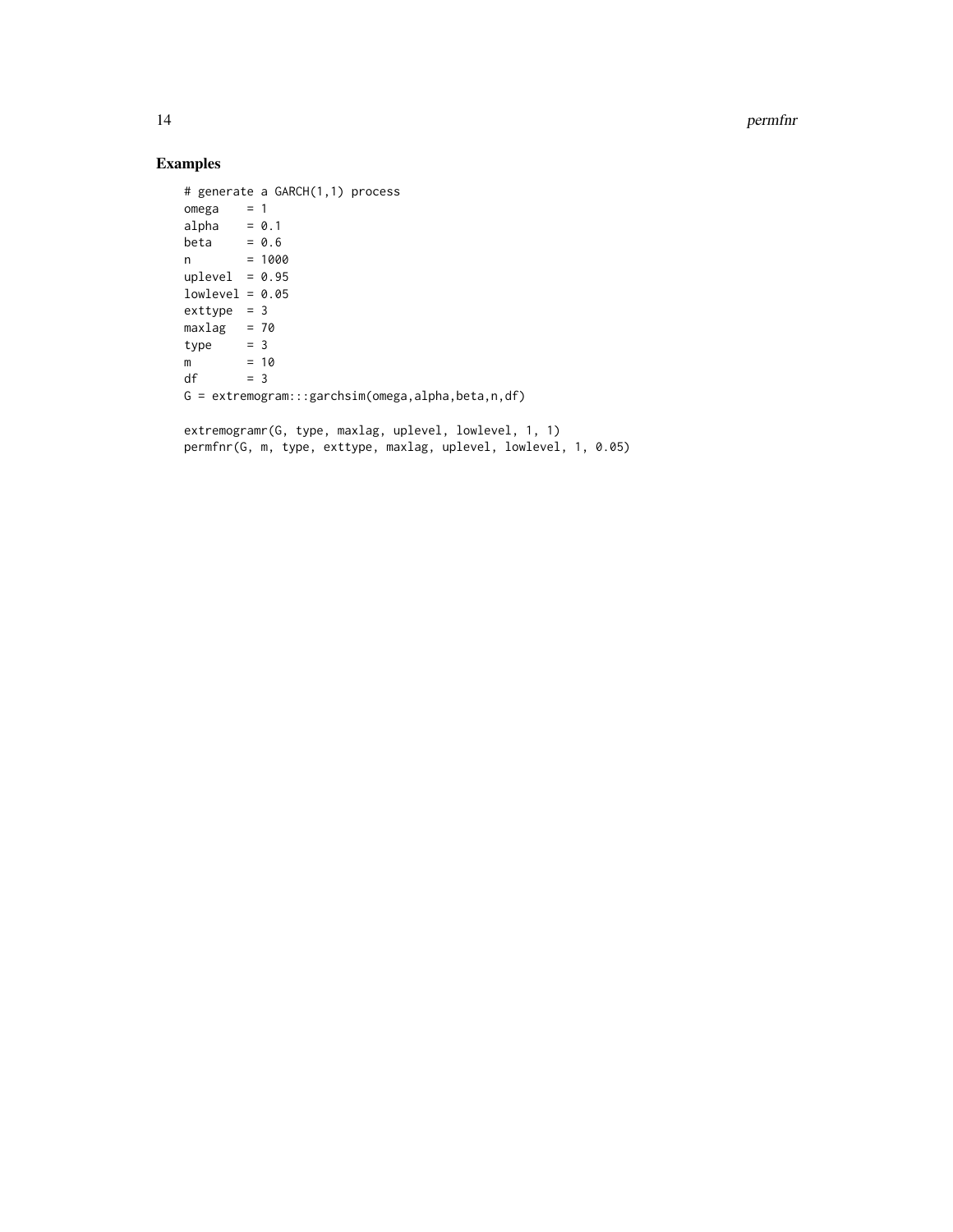## Examples

```
# generate a GARCH(1,1) process
omega    = 1
alpha    = 0.1
beta     = 0.6
n        = 1000
uplevel  = 0.95
lowlevel = 0.05
exttype  = 3
maxlag   = 70
type     = 3
m        = 10
df       = 3
G = extremogram:::garchsim(omega,alpha,beta,n,df)

extremogramr(G, type, maxlag, uplevel, lowlevel, 1, 1)
permfnr(G, m, type, exttype, maxlag, uplevel, lowlevel, 1, 0.05)
```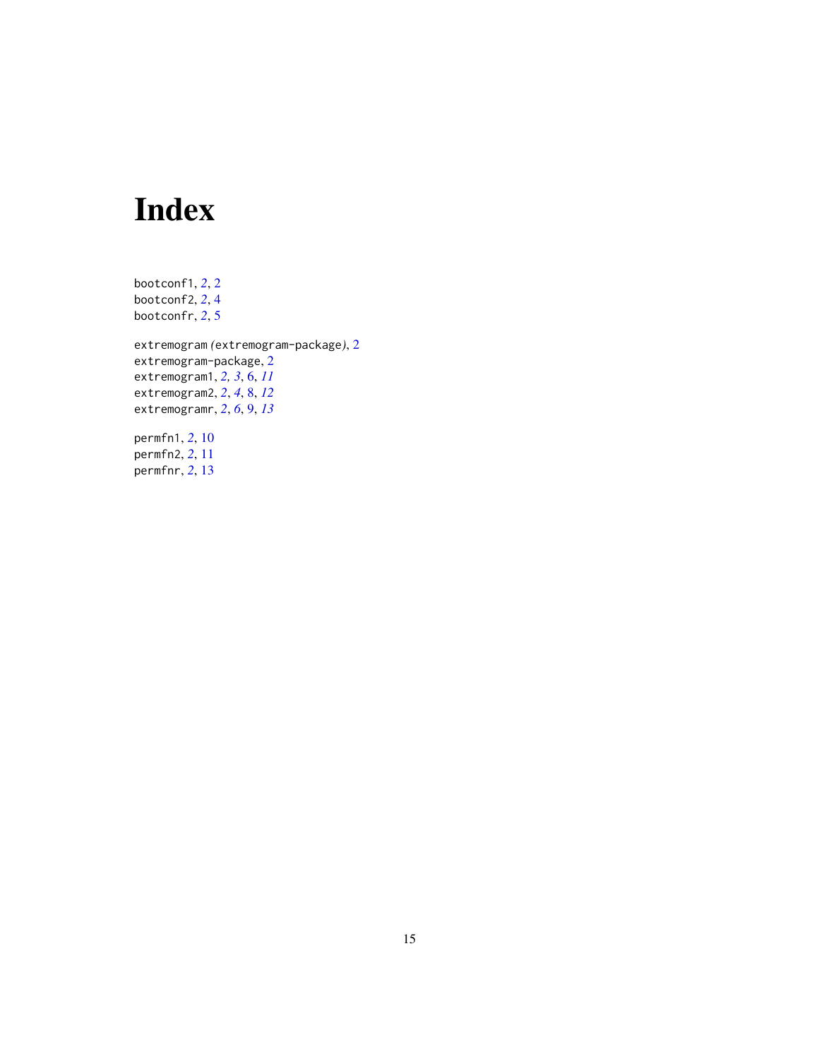# Index

bootconf1, *2*, 2
bootconf2, *2*, 4
bootconfr, *2*, 5

extremogram (extremogram-package), 2
extremogram-package, 2
extremogram1, *2, 3*, 6, *11*
extremogram2, *2*, *4*, 8, *12*
extremogramr, *2*, *6*, 9, *13*

permfn1, *2*, 10
permfn2, *2*, 11
permfnr, *2*, 13